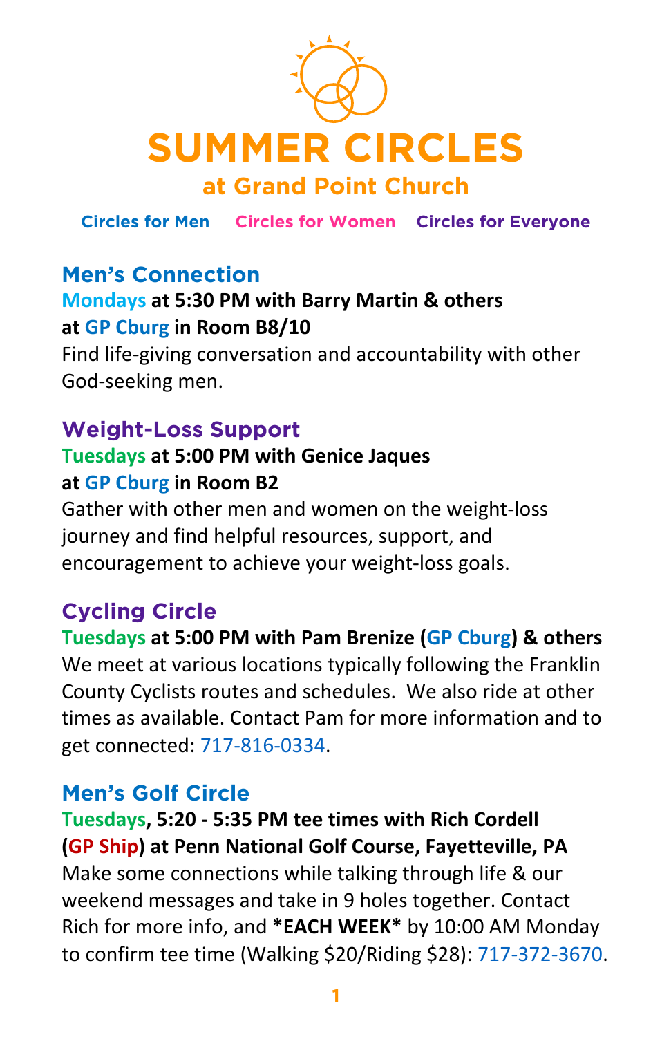# SUMMER CIRCLES

## at Grand Point Church

Circles for Men    Circles for Women    Circles for Everyone

### Men's Connection

**Mondays at 5:30 PM with Barry Martin & others at GP Cburg in Room B8/10**

Find life-giving conversation and accountability with other God-seeking men.

### Weight-Loss Support

**Tuesdays at 5:00 PM with Genice Jaques at GP Cburg in Room B2**

Gather with other men and women on the weight-loss journey and find helpful resources, support, and encouragement to achieve your weight-loss goals.

### Cycling Circle

**Tuesdays at 5:00 PM with Pam Brenize (GP Cburg) & others**

We meet at various locations typically following the Franklin County Cyclists routes and schedules. We also ride at other times as available. Contact Pam for more information and to get connected: 717-816-0334.

### Men's Golf Circle

**Tuesdays, 5:20 - 5:35 PM tee times with Rich Cordell (GP Ship) at Penn National Golf Course, Fayetteville, PA**

Make some connections while talking through life & our weekend messages and take in 9 holes together. Contact Rich for more info, and ***EACH WEEK*** by 10:00 AM Monday to confirm tee time (Walking $20/Riding $28): 717-372-3670.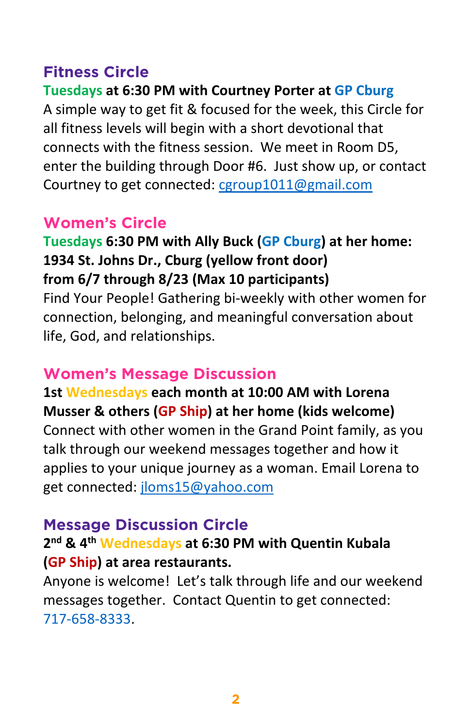## Fitness Circle

**Tuesdays at 6:30 PM with Courtney Porter at GP Cburg**

A simple way to get fit & focused for the week, this Circle for all fitness levels will begin with a short devotional that connects with the fitness session. We meet in Room D5, enter the building through Door #6. Just show up, or contact Courtney to get connected: cgroup1011@gmail.com

## Women's Circle

**Tuesdays 6:30 PM with Ally Buck (GP Cburg) at her home: 1934 St. Johns Dr., Cburg (yellow front door) from 6/7 through 8/23 (Max 10 participants)**

Find Your People! Gathering bi-weekly with other women for connection, belonging, and meaningful conversation about life, God, and relationships.

## Women's Message Discussion

**1st Wednesdays each month at 10:00 AM with Lorena Musser & others (GP Ship) at her home (kids welcome)**

Connect with other women in the Grand Point family, as you talk through our weekend messages together and how it applies to your unique journey as a woman. Email Lorena to get connected: jloms15@yahoo.com

## Message Discussion Circle

**2nd & 4th Wednesdays at 6:30 PM with Quentin Kubala (GP Ship) at area restaurants.**

Anyone is welcome! Let's talk through life and our weekend messages together. Contact Quentin to get connected: 717-658-8333.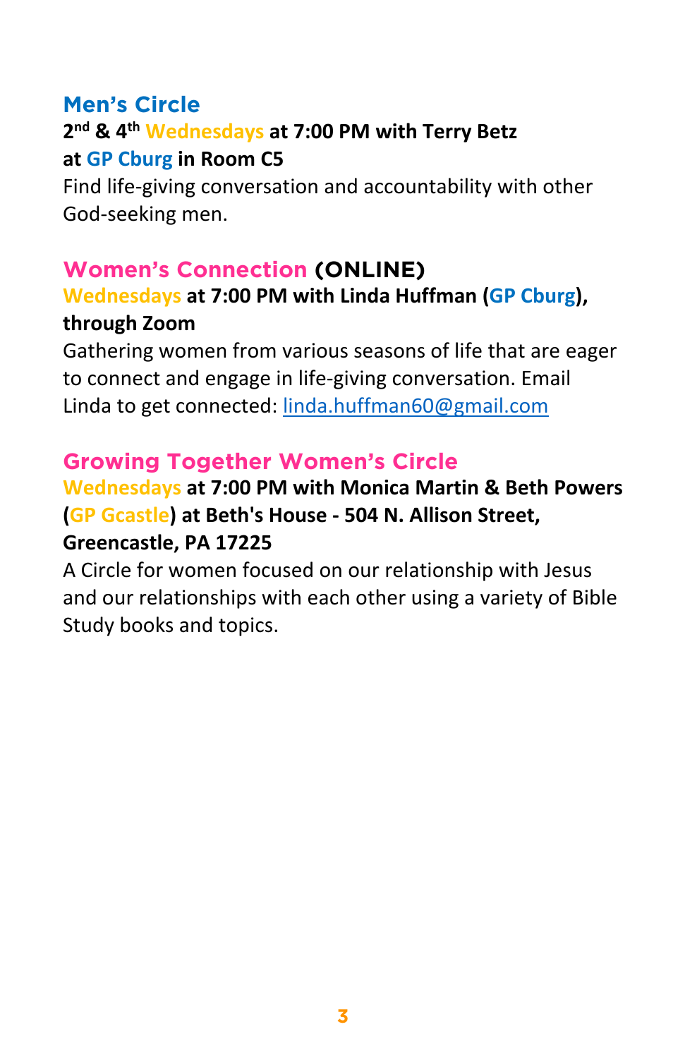## Men's Circle

**2nd & 4th Wednesdays at 7:00 PM with Terry Betz at GP Cburg in Room C5**

Find life-giving conversation and accountability with other God-seeking men.

## Women's Connection (ONLINE)

**Wednesdays at 7:00 PM with Linda Huffman (GP Cburg), through Zoom**

Gathering women from various seasons of life that are eager to connect and engage in life-giving conversation. Email Linda to get connected: linda.huffman60@gmail.com

## Growing Together Women's Circle

**Wednesdays at 7:00 PM with Monica Martin & Beth Powers (GP Gcastle) at Beth's House - 504 N. Allison Street, Greencastle, PA 17225**

A Circle for women focused on our relationship with Jesus and our relationships with each other using a variety of Bible Study books and topics.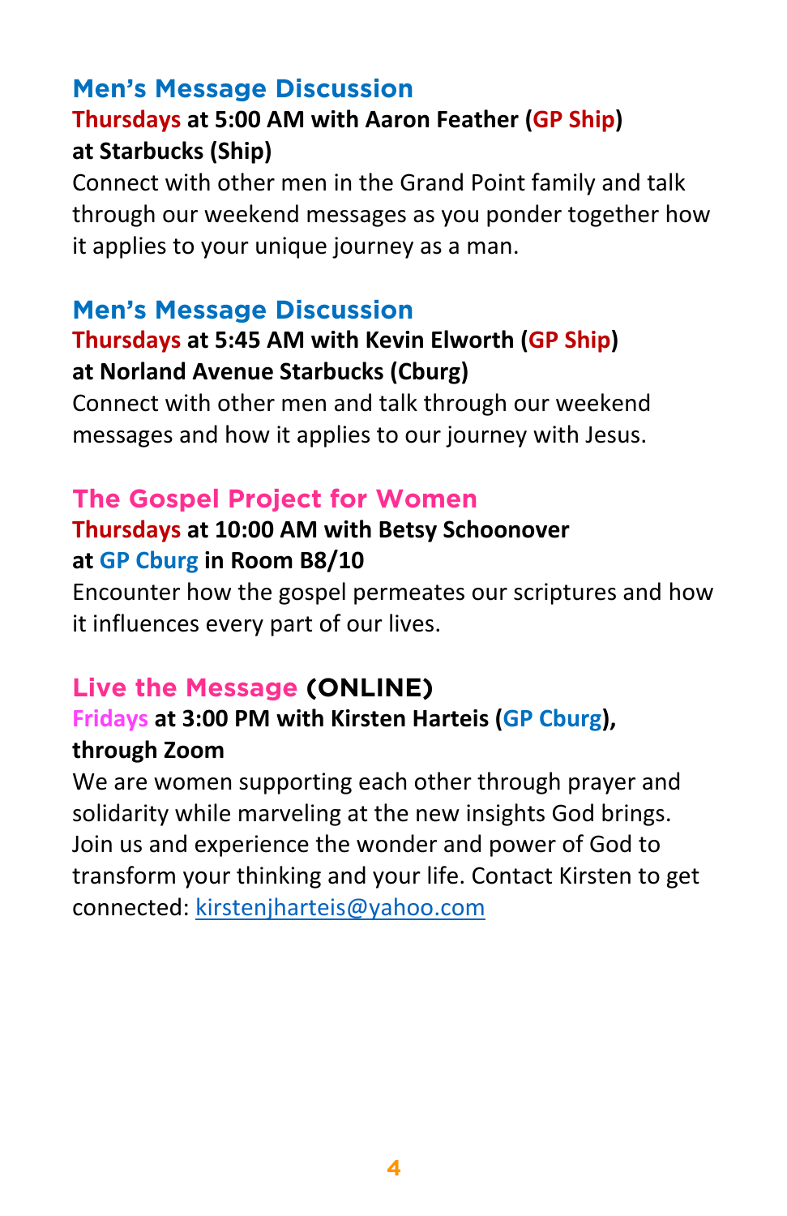## Men’s Message Discussion

**Thursdays at 5:00 AM with Aaron Feather (GP Ship) at Starbucks (Ship)**

Connect with other men in the Grand Point family and talk through our weekend messages as you ponder together how it applies to your unique journey as a man.

## Men’s Message Discussion

**Thursdays at 5:45 AM with Kevin Elworth (GP Ship) at Norland Avenue Starbucks (Cburg)**

Connect with other men and talk through our weekend messages and how it applies to our journey with Jesus.

## The Gospel Project for Women

**Thursdays at 10:00 AM with Betsy Schoonover at GP Cburg in Room B8/10**

Encounter how the gospel permeates our scriptures and how it influences every part of our lives.

## Live the Message (ONLINE)

**Fridays at 3:00 PM with Kirsten Harteis (GP Cburg), through Zoom**

We are women supporting each other through prayer and solidarity while marveling at the new insights God brings. Join us and experience the wonder and power of God to transform your thinking and your life. Contact Kirsten to get connected: kirstenjharteis@yahoo.com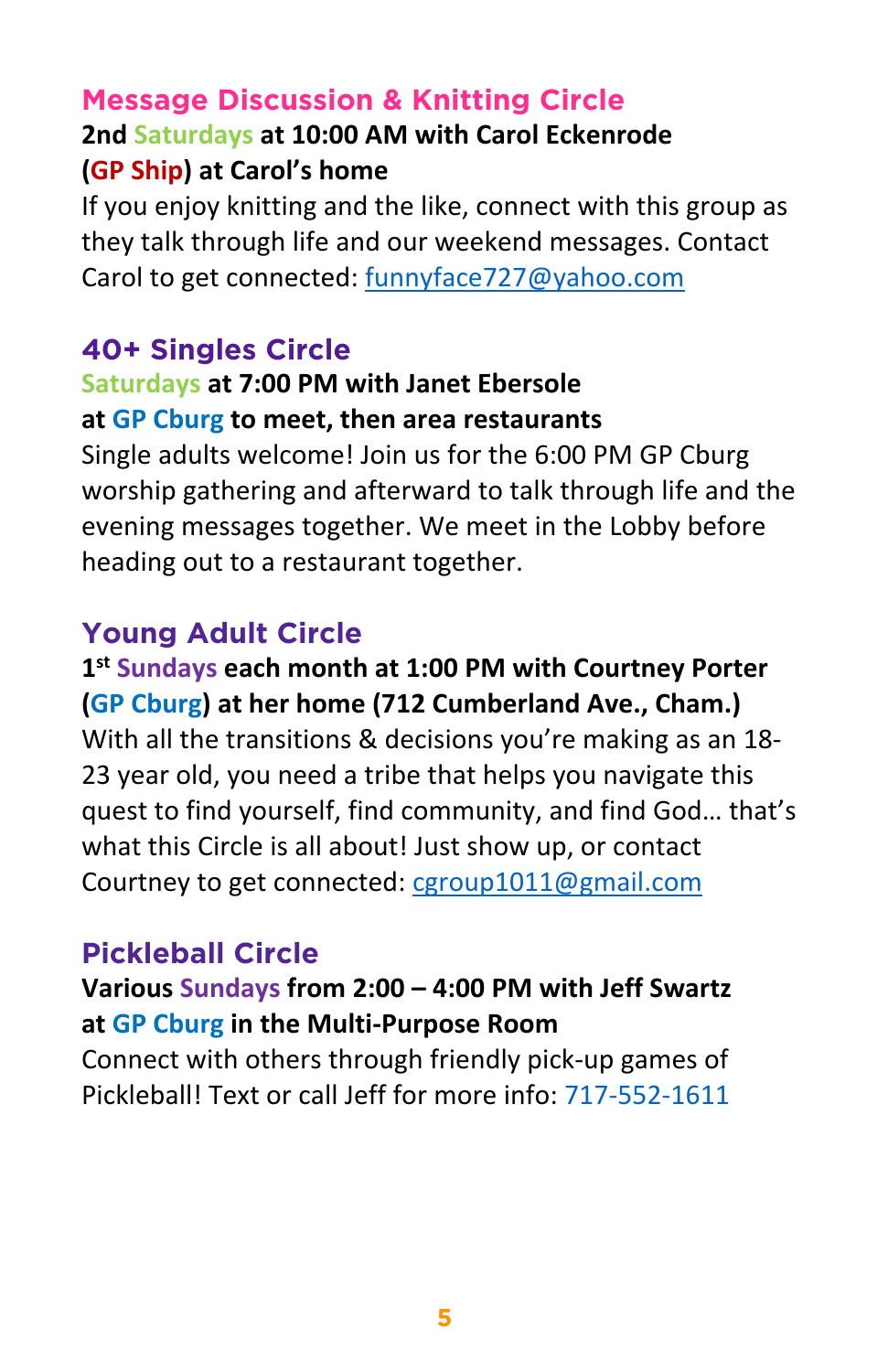## Message Discussion & Knitting Circle

**2nd Saturdays at 10:00 AM with Carol Eckenrode (GP Ship) at Carol's home**

If you enjoy knitting and the like, connect with this group as they talk through life and our weekend messages. Contact Carol to get connected: funnyface727@yahoo.com

## 40+ Singles Circle

**Saturdays at 7:00 PM with Janet Ebersole at GP Cburg to meet, then area restaurants**

Single adults welcome! Join us for the 6:00 PM GP Cburg worship gathering and afterward to talk through life and the evening messages together. We meet in the Lobby before heading out to a restaurant together.

## Young Adult Circle

**1st Sundays each month at 1:00 PM with Courtney Porter (GP Cburg) at her home (712 Cumberland Ave., Cham.)**

With all the transitions & decisions you're making as an 18-23 year old, you need a tribe that helps you navigate this quest to find yourself, find community, and find God… that's what this Circle is all about! Just show up, or contact Courtney to get connected: cgroup1011@gmail.com

## Pickleball Circle

**Various Sundays from 2:00 – 4:00 PM with Jeff Swartz at GP Cburg in the Multi-Purpose Room**

Connect with others through friendly pick-up games of Pickleball! Text or call Jeff for more info: 717-552-1611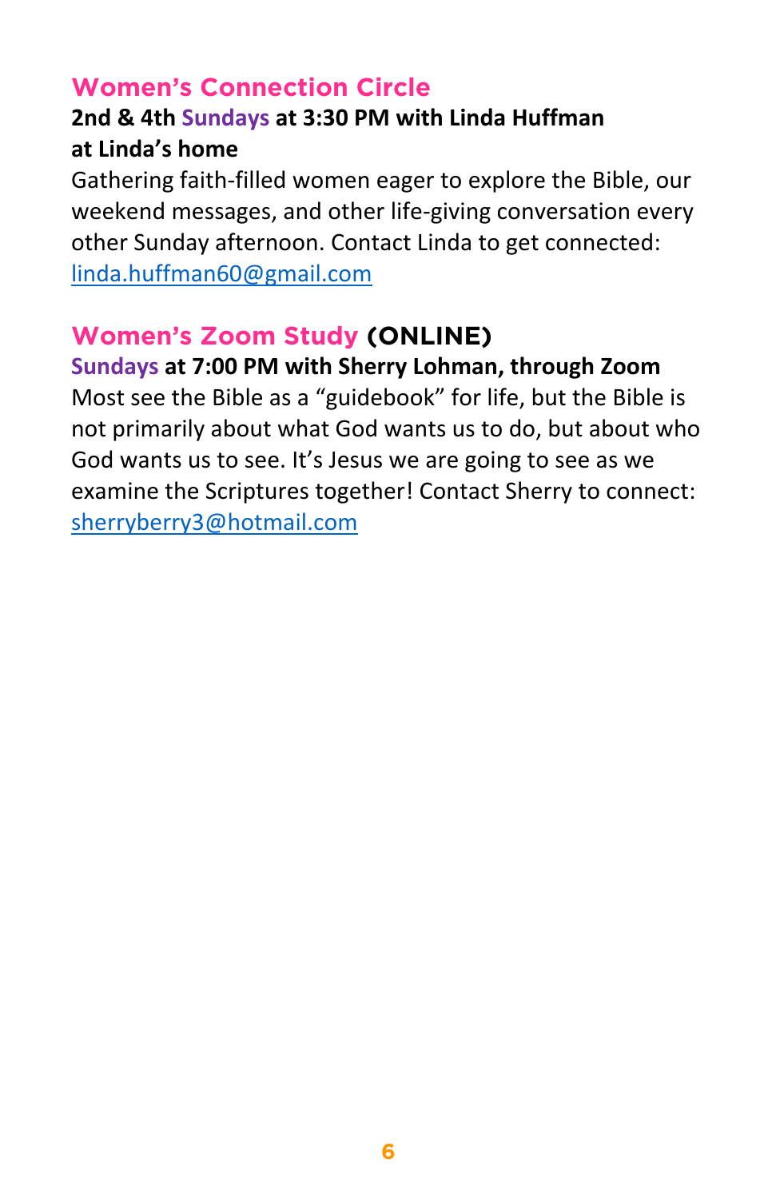## Women's Connection Circle

**2nd & 4th Sundays at 3:30 PM with Linda Huffman at Linda's home**

Gathering faith-filled women eager to explore the Bible, our weekend messages, and other life-giving conversation every other Sunday afternoon. Contact Linda to get connected: linda.huffman60@gmail.com

## Women's Zoom Study (ONLINE)

**Sundays at 7:00 PM with Sherry Lohman, through Zoom**

Most see the Bible as a "guidebook" for life, but the Bible is not primarily about what God wants us to do, but about who God wants us to see. It's Jesus we are going to see as we examine the Scriptures together! Contact Sherry to connect: sherryberry3@hotmail.com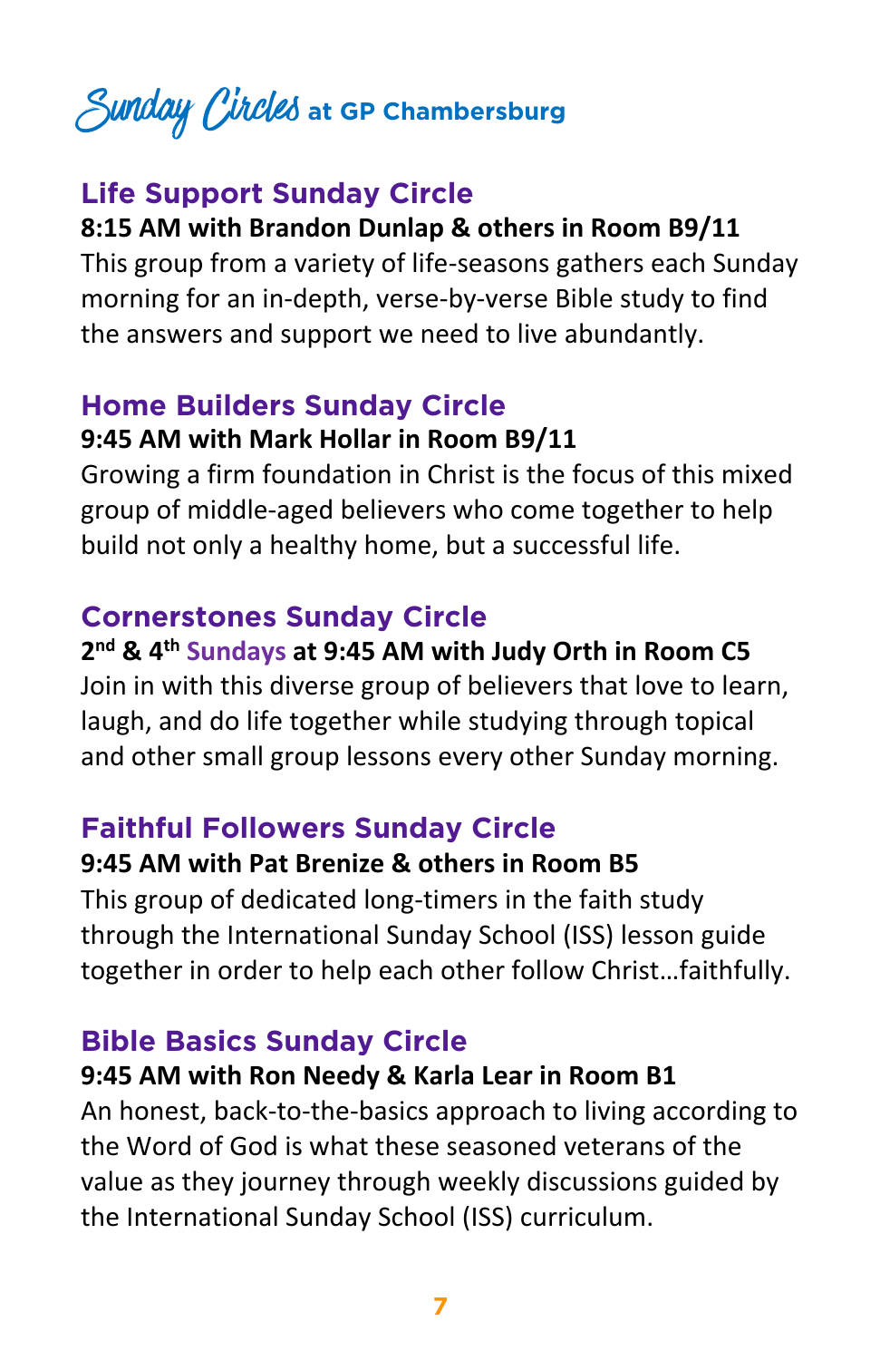# Sunday Circles at GP Chambersburg

## Life Support Sunday Circle

**8:15 AM with Brandon Dunlap & others in Room B9/11**

This group from a variety of life-seasons gathers each Sunday morning for an in-depth, verse-by-verse Bible study to find the answers and support we need to live abundantly.

## Home Builders Sunday Circle

**9:45 AM with Mark Hollar in Room B9/11**

Growing a firm foundation in Christ is the focus of this mixed group of middle-aged believers who come together to help build not only a healthy home, but a successful life.

## Cornerstones Sunday Circle

**2nd & 4th Sundays at 9:45 AM with Judy Orth in Room C5**

Join in with this diverse group of believers that love to learn, laugh, and do life together while studying through topical and other small group lessons every other Sunday morning.

## Faithful Followers Sunday Circle

**9:45 AM with Pat Brenize & others in Room B5**

This group of dedicated long-timers in the faith study through the International Sunday School (ISS) lesson guide together in order to help each other follow Christ…faithfully.

## Bible Basics Sunday Circle

**9:45 AM with Ron Needy & Karla Lear in Room B1**

An honest, back-to-the-basics approach to living according to the Word of God is what these seasoned veterans of the value as they journey through weekly discussions guided by the International Sunday School (ISS) curriculum.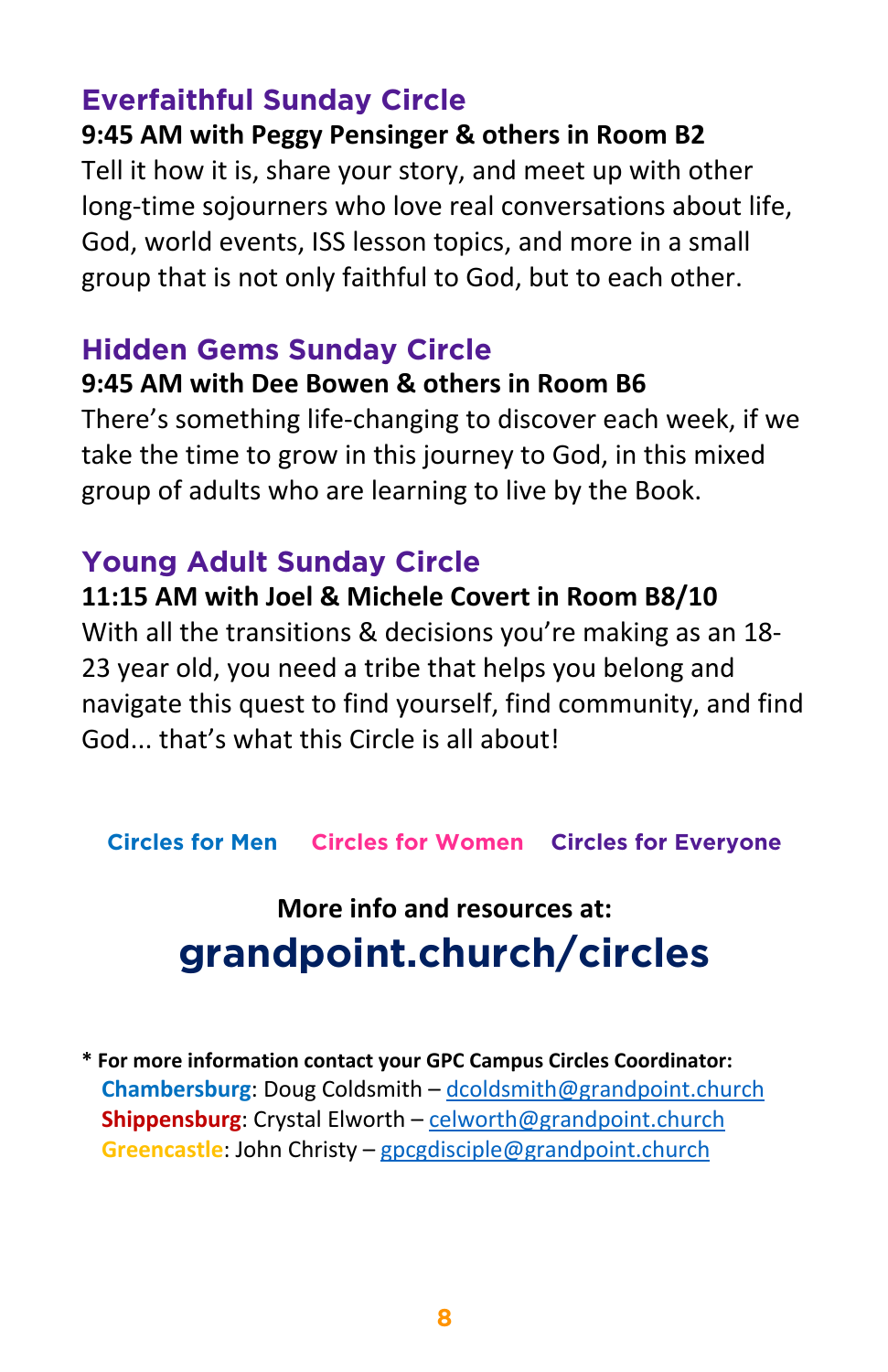## Everfaithful Sunday Circle

**9:45 AM with Peggy Pensinger & others in Room B2**

Tell it how it is, share your story, and meet up with other long-time sojourners who love real conversations about life, God, world events, ISS lesson topics, and more in a small group that is not only faithful to God, but to each other.

## Hidden Gems Sunday Circle

**9:45 AM with Dee Bowen & others in Room B6**

There's something life-changing to discover each week, if we take the time to grow in this journey to God, in this mixed group of adults who are learning to live by the Book.

## Young Adult Sunday Circle

**11:15 AM with Joel & Michele Covert in Room B8/10**

With all the transitions & decisions you're making as an 18-23 year old, you need a tribe that helps you belong and navigate this quest to find yourself, find community, and find God... that's what this Circle is all about!

**Circles for Men** **Circles for Women** **Circles for Everyone**

**More info and resources at:**

# grandpoint.church/circles

**\* For more information contact your GPC Campus Circles Coordinator:**

**Chambersburg**: Doug Coldsmith – dcoldsmith@grandpoint.church
**Shippensburg**: Crystal Elworth – celworth@grandpoint.church
**Greencastle**: John Christy – gpcgdisciple@grandpoint.church